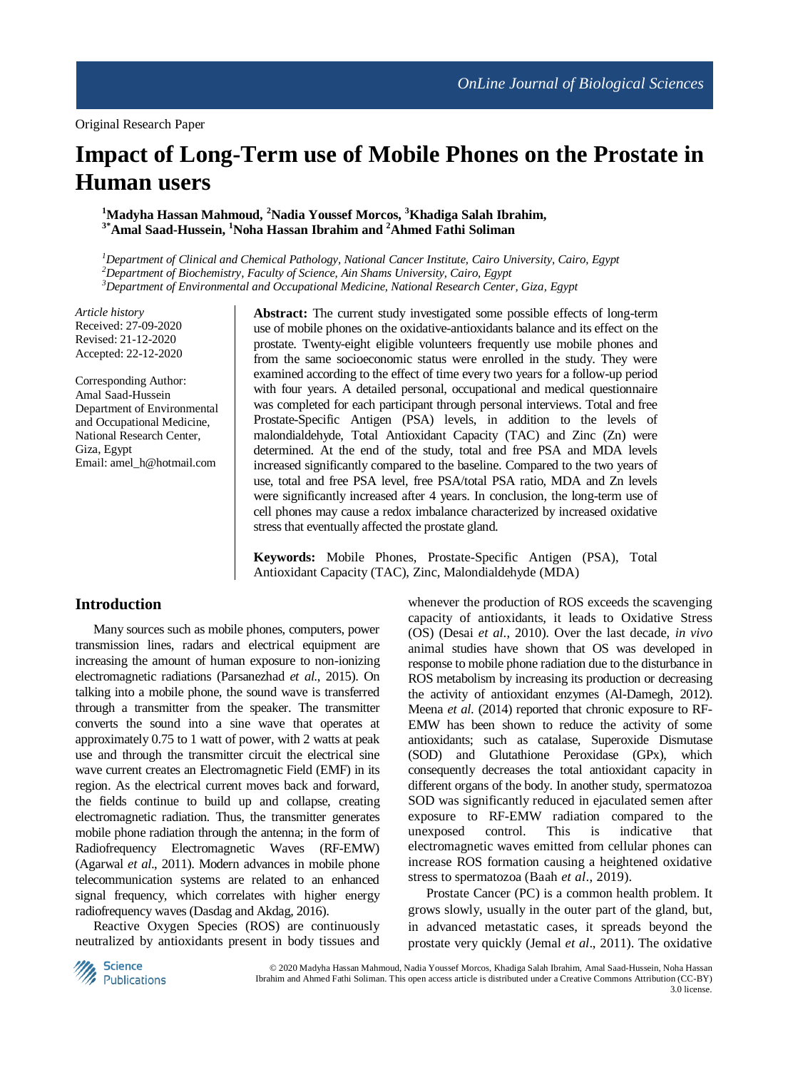Original Research Paper

# Impact of Long-Term use of Mobile Phones on the Prostate in Human users

**[1]Madyha Hassan Mahmoud, [2]Nadia Youssef Morcos, [3]Khadiga Salah Ibrahim, [3*]Amal Saad-Hussein, [1]Noha Hassan Ibrahim and [2]Ahmed Fathi Soliman**

[1]*Department of Clinical and Chemical Pathology, National Cancer Institute, Cairo University, Cairo, Egypt*
[2]*Department of Biochemistry, Faculty of Science, Ain Shams University, Cairo, Egypt*
[3]*Department of Environmental and Occupational Medicine, National Research Center, Giza, Egypt*

*Article history*
Received: 27-09-2020
Revised: 21-12-2020
Accepted: 22-12-2020

Corresponding Author:
Amal Saad-Hussein
Department of Environmental and Occupational Medicine,
National Research Center,
Giza, Egypt
Email: amel_h@hotmail.com

**Abstract:** The current study investigated some possible effects of long-term use of mobile phones on the oxidative-antioxidants balance and its effect on the prostate. Twenty-eight eligible volunteers frequently use mobile phones and from the same socioeconomic status were enrolled in the study. They were examined according to the effect of time every two years for a follow-up period with four years. A detailed personal, occupational and medical questionnaire was completed for each participant through personal interviews. Total and free Prostate-Specific Antigen (PSA) levels, in addition to the levels of malondialdehyde, Total Antioxidant Capacity (TAC) and Zinc (Zn) were determined. At the end of the study, total and free PSA and MDA levels increased significantly compared to the baseline. Compared to the two years of use, total and free PSA level, free PSA/total PSA ratio, MDA and Zn levels were significantly increased after 4 years. In conclusion, the long-term use of cell phones may cause a redox imbalance characterized by increased oxidative stress that eventually affected the prostate gland.

**Keywords:** Mobile Phones, Prostate-Specific Antigen (PSA), Total Antioxidant Capacity (TAC), Zinc, Malondialdehyde (MDA)

## Introduction

Many sources such as mobile phones, computers, power transmission lines, radars and electrical equipment are increasing the amount of human exposure to non-ionizing electromagnetic radiations (Parsanezhad *et al*., 2015). On talking into a mobile phone, the sound wave is transferred through a transmitter from the speaker. The transmitter converts the sound into a sine wave that operates at approximately 0.75 to 1 watt of power, with 2 watts at peak use and through the transmitter circuit the electrical sine wave current creates an Electromagnetic Field (EMF) in its region. As the electrical current moves back and forward, the fields continue to build up and collapse, creating electromagnetic radiation. Thus, the transmitter generates mobile phone radiation through the antenna; in the form of Radiofrequency Electromagnetic Waves (RF-EMW) (Agarwal *et al*., 2011). Modern advances in mobile phone telecommunication systems are related to an enhanced signal frequency, which correlates with higher energy radiofrequency waves (Dasdag and Akdag, 2016).

Reactive Oxygen Species (ROS) are continuously neutralized by antioxidants present in body tissues and whenever the production of ROS exceeds the scavenging capacity of antioxidants, it leads to Oxidative Stress (OS) (Desai *et al*., 2010). Over the last decade, *in vivo* animal studies have shown that OS was developed in response to mobile phone radiation due to the disturbance in ROS metabolism by increasing its production or decreasing the activity of antioxidant enzymes (Al-Damegh, 2012). Meena *et al*. (2014) reported that chronic exposure to RF-EMW has been shown to reduce the activity of some antioxidants; such as catalase, Superoxide Dismutase (SOD) and Glutathione Peroxidase (GPx), which consequently decreases the total antioxidant capacity in different organs of the body. In another study, spermatozoa SOD was significantly reduced in ejaculated semen after exposure to RF-EMW radiation compared to the unexposed control. This is indicative that electromagnetic waves emitted from cellular phones can increase ROS formation causing a heightened oxidative stress to spermatozoa (Baah *et al*., 2019).

Prostate Cancer (PC) is a common health problem. It grows slowly, usually in the outer part of the gland, but, in advanced metastatic cases, it spreads beyond the prostate very quickly (Jemal *et al*., 2011). The oxidative

© 2020 Madyha Hassan Mahmoud, Nadia Youssef Morcos, Khadiga Salah Ibrahim, Amal Saad-Hussein, Noha Hassan Ibrahim and Ahmed Fathi Soliman. This open access article is distributed under a Creative Commons Attribution (CC-BY) 3.0 license.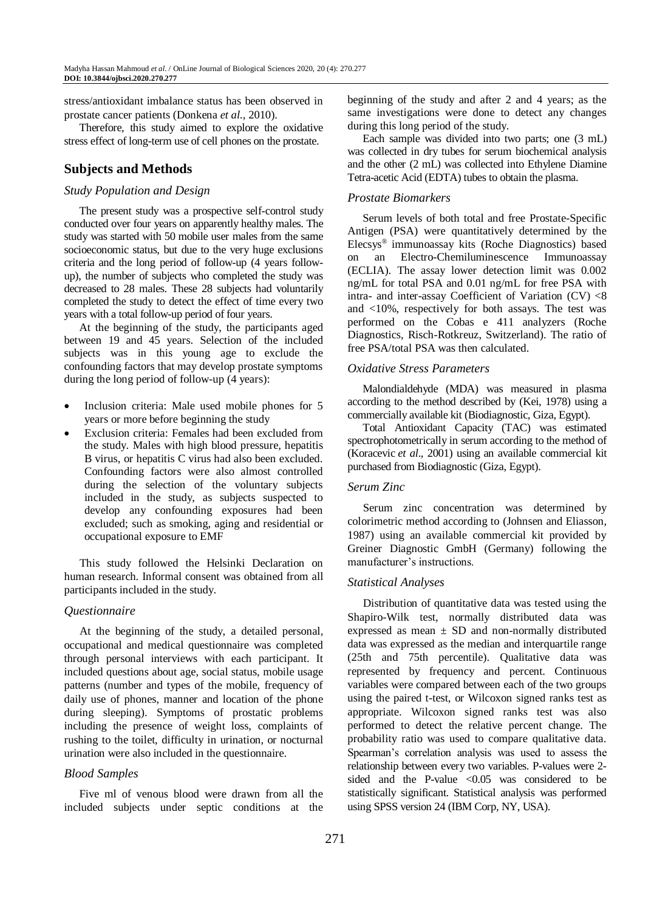stress/antioxidant imbalance status has been observed in prostate cancer patients (Donkena *et al.*, 2010).

Therefore, this study aimed to explore the oxidative stress effect of long-term use of cell phones on the prostate.

## Subjects and Methods

### *Study Population and Design*

The present study was a prospective self-control study conducted over four years on apparently healthy males. The study was started with 50 mobile user males from the same socioeconomic status, but due to the very huge exclusions criteria and the long period of follow-up (4 years follow-up), the number of subjects who completed the study was decreased to 28 males. These 28 subjects had voluntarily completed the study to detect the effect of time every two years with a total follow-up period of four years.

At the beginning of the study, the participants aged between 19 and 45 years. Selection of the included subjects was in this young age to exclude the confounding factors that may develop prostate symptoms during the long period of follow-up (4 years):

- Inclusion criteria: Male used mobile phones for 5 years or more before beginning the study
- Exclusion criteria: Females had been excluded from the study. Males with high blood pressure, hepatitis B virus, or hepatitis C virus had also been excluded. Confounding factors were also almost controlled during the selection of the voluntary subjects included in the study, as subjects suspected to develop any confounding exposures had been excluded; such as smoking, aging and residential or occupational exposure to EMF

This study followed the Helsinki Declaration on human research. Informal consent was obtained from all participants included in the study.

### *Questionnaire*

At the beginning of the study, a detailed personal, occupational and medical questionnaire was completed through personal interviews with each participant. It included questions about age, social status, mobile usage patterns (number and types of the mobile, frequency of daily use of phones, manner and location of the phone during sleeping). Symptoms of prostatic problems including the presence of weight loss, complaints of rushing to the toilet, difficulty in urination, or nocturnal urination were also included in the questionnaire.

### *Blood Samples*

Five ml of venous blood were drawn from all the included subjects under septic conditions at the beginning of the study and after 2 and 4 years; as the same investigations were done to detect any changes during this long period of the study.

Each sample was divided into two parts; one (3 mL) was collected in dry tubes for serum biochemical analysis and the other (2 mL) was collected into Ethylene Diamine Tetra-acetic Acid (EDTA) tubes to obtain the plasma.

### *Prostate Biomarkers*

Serum levels of both total and free Prostate-Specific Antigen (PSA) were quantitatively determined by the Elecsys® immunoassay kits (Roche Diagnostics) based on an Electro-Chemiluminescence Immunoassay (ECLIA). The assay lower detection limit was 0.002 ng/mL for total PSA and 0.01 ng/mL for free PSA with intra- and inter-assay Coefficient of Variation (CV) <8 and <10%, respectively for both assays. The test was performed on the Cobas e 411 analyzers (Roche Diagnostics, Risch-Rotkreuz, Switzerland). The ratio of free PSA/total PSA was then calculated.

### *Oxidative Stress Parameters*

Malondialdehyde (MDA) was measured in plasma according to the method described by (Kei, 1978) using a commercially available kit (Biodiagnostic, Giza, Egypt).

Total Antioxidant Capacity (TAC) was estimated spectrophotometrically in serum according to the method of (Koracevic *et al*., 2001) using an available commercial kit purchased from Biodiagnostic (Giza, Egypt).

### *Serum Zinc*

Serum zinc concentration was determined by colorimetric method according to (Johnsen and Eliasson, 1987) using an available commercial kit provided by Greiner Diagnostic GmbH (Germany) following the manufacturer's instructions.

### *Statistical Analyses*

Distribution of quantitative data was tested using the Shapiro-Wilk test, normally distributed data was expressed as mean ± SD and non-normally distributed data was expressed as the median and interquartile range (25th and 75th percentile). Qualitative data was represented by frequency and percent. Continuous variables were compared between each of the two groups using the paired t-test, or Wilcoxon signed ranks test as appropriate. Wilcoxon signed ranks test was also performed to detect the relative percent change. The probability ratio was used to compare qualitative data. Spearman's correlation analysis was used to assess the relationship between every two variables. P-values were 2-sided and the P-value <0.05 was considered to be statistically significant. Statistical analysis was performed using SPSS version 24 (IBM Corp, NY, USA).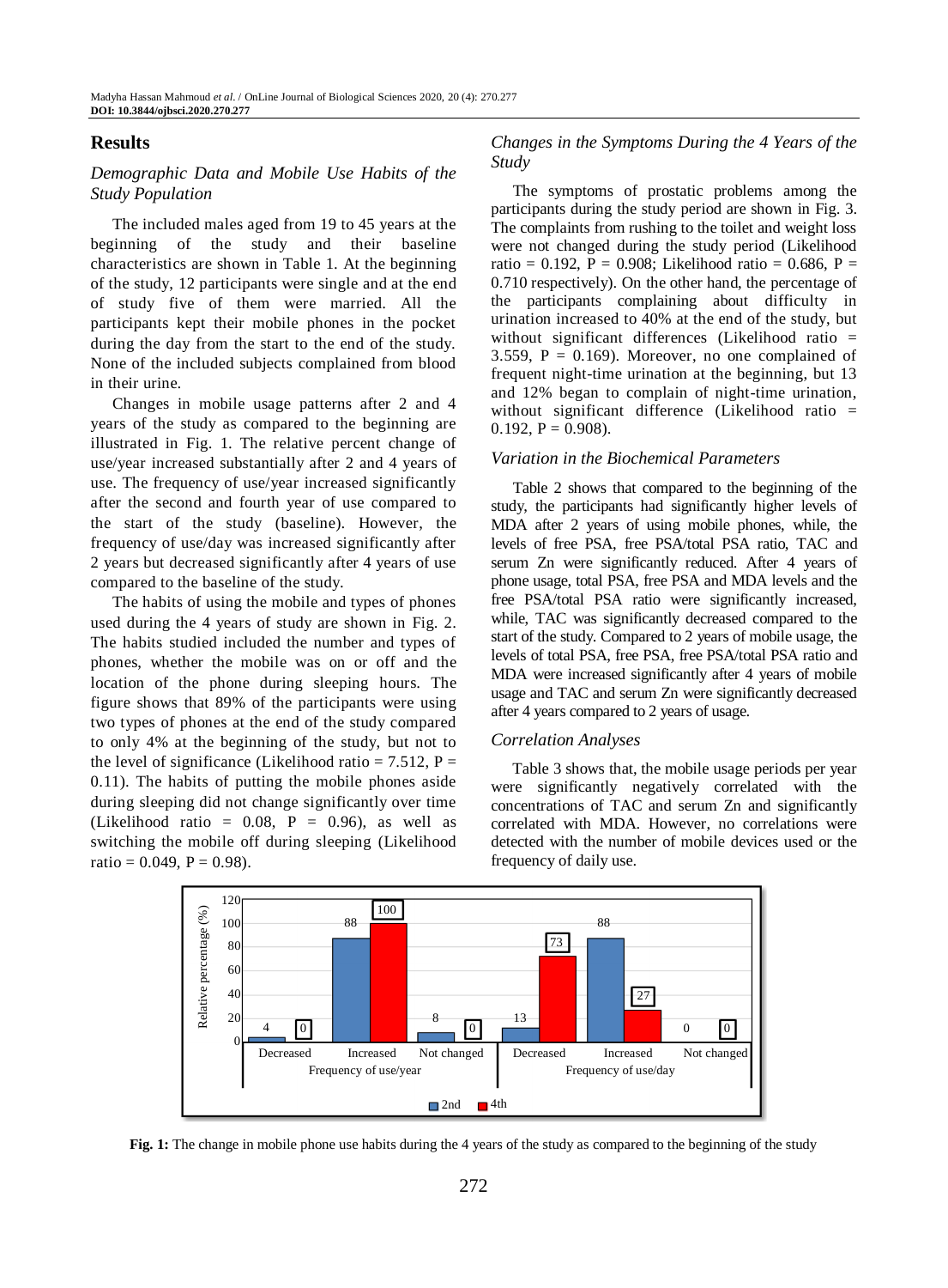## Results

### *Demographic Data and Mobile Use Habits of the Study Population*

The included males aged from 19 to 45 years at the beginning of the study and their baseline characteristics are shown in Table 1. At the beginning of the study, 12 participants were single and at the end of study five of them were married. All the participants kept their mobile phones in the pocket during the day from the start to the end of the study. None of the included subjects complained from blood in their urine.

Changes in mobile usage patterns after 2 and 4 years of the study as compared to the beginning are illustrated in Fig. 1. The relative percent change of use/year increased substantially after 2 and 4 years of use. The frequency of use/year increased significantly after the second and fourth year of use compared to the start of the study (baseline). However, the frequency of use/day was increased significantly after 2 years but decreased significantly after 4 years of use compared to the baseline of the study.

The habits of using the mobile and types of phones used during the 4 years of study are shown in Fig. 2. The habits studied included the number and types of phones, whether the mobile was on or off and the location of the phone during sleeping hours. The figure shows that 89% of the participants were using two types of phones at the end of the study compared to only 4% at the beginning of the study, but not to the level of significance (Likelihood ratio = 7.512, P = 0.11). The habits of putting the mobile phones aside during sleeping did not change significantly over time (Likelihood ratio = 0.08, P = 0.96), as well as switching the mobile off during sleeping (Likelihood ratio = 0.049, P = 0.98).

### *Changes in the Symptoms During the 4 Years of the Study*

The symptoms of prostatic problems among the participants during the study period are shown in Fig. 3. The complaints from rushing to the toilet and weight loss were not changed during the study period (Likelihood ratio = 0.192, P = 0.908; Likelihood ratio = 0.686, P = 0.710 respectively). On the other hand, the percentage of the participants complaining about difficulty in urination increased to 40% at the end of the study, but without significant differences (Likelihood ratio = 3.559, P = 0.169). Moreover, no one complained of frequent night-time urination at the beginning, but 13 and 12% began to complain of night-time urination, without significant difference (Likelihood ratio = 0.192, P = 0.908).

### *Variation in the Biochemical Parameters*

Table 2 shows that compared to the beginning of the study, the participants had significantly higher levels of MDA after 2 years of using mobile phones, while, the levels of free PSA, free PSA/total PSA ratio, TAC and serum Zn were significantly reduced. After 4 years of phone usage, total PSA, free PSA and MDA levels and the free PSA/total PSA ratio were significantly increased, while, TAC was significantly decreased compared to the start of the study. Compared to 2 years of mobile usage, the levels of total PSA, free PSA, free PSA/total PSA ratio and MDA were increased significantly after 4 years of mobile usage and TAC and serum Zn were significantly decreased after 4 years compared to 2 years of usage.

### *Correlation Analyses*

Table 3 shows that, the mobile usage periods per year were significantly negatively correlated with the concentrations of TAC and serum Zn and significantly correlated with MDA. However, no correlations were detected with the number of mobile devices used or the frequency of daily use.

| Relative percentage (%) | Frequency of use/year: Decreased | Frequency of use/year: Increased | Frequency of use/year: Not changed | Frequency of use/day: Decreased | Frequency of use/day: Increased | Frequency of use/day: Not changed |
|---|---|---|---|---|---|---|
| 2nd | 4 | 88 | 8 | 13 | 88 | 0 |
| 4th | 0 | 100 | 0 | 73 | 27 | 0 |

**Fig. 1:** The change in mobile phone use habits during the 4 years of the study as compared to the beginning of the study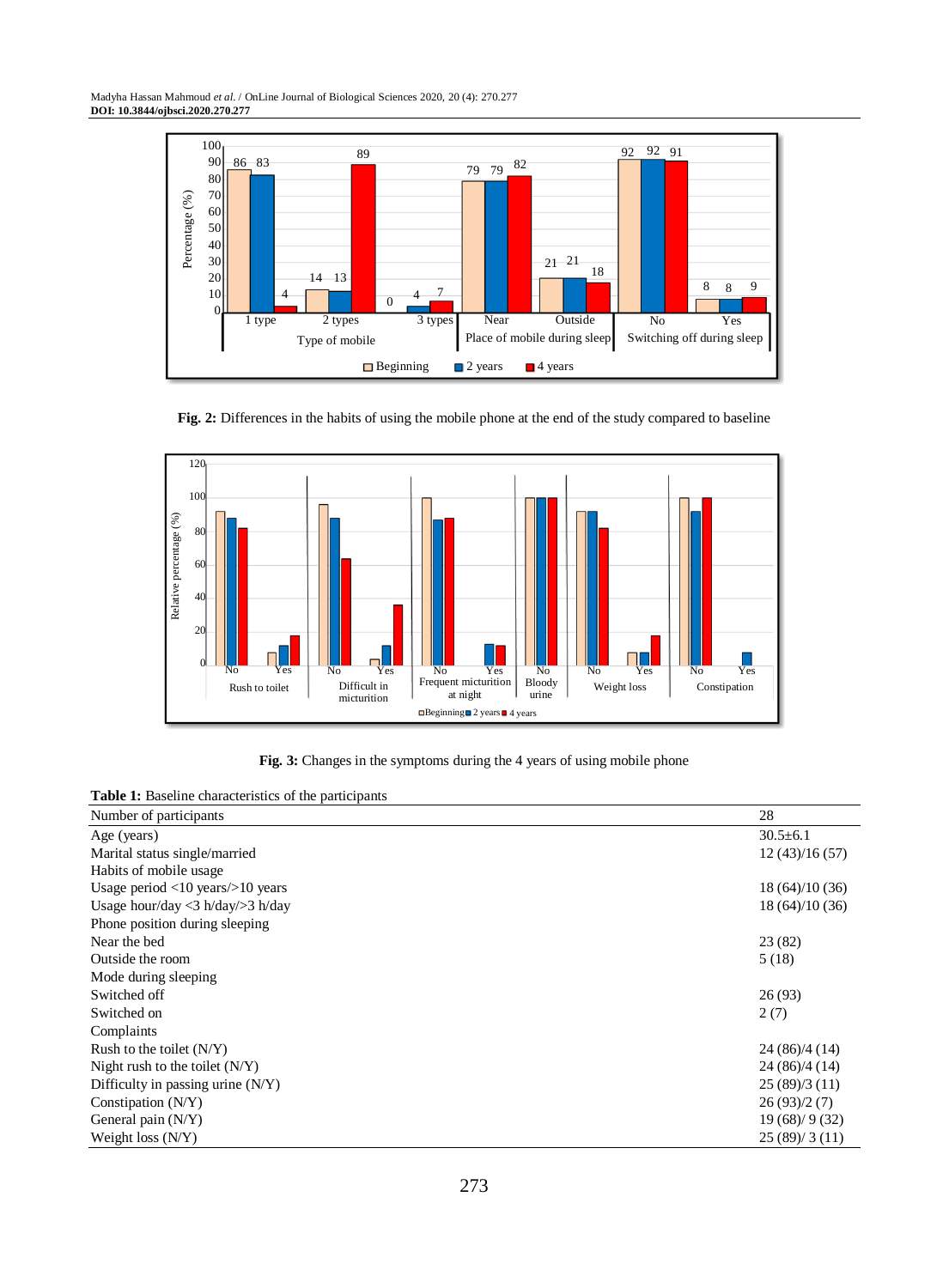Fig. 2: Differences in the habits of using the mobile phone at the end of the study compared to baseline

Fig. 3: Changes in the symptoms during the 4 years of using mobile phone

**Table 1:** Baseline characteristics of the participants

| | |
|---|---|
| Number of participants | 28 |
| Age (years) | 30.5±6.1 |
| Marital status single/married | 12 (43)/16 (57) |
| Habits of mobile usage | |
| Usage period <10 years/>10 years | 18 (64)/10 (36) |
| Usage hour/day <3 h/day/>3 h/day | 18 (64)/10 (36) |
| Phone position during sleeping | |
| Near the bed | 23 (82) |
| Outside the room | 5 (18) |
| Mode during sleeping | |
| Switched off | 26 (93) |
| Switched on | 2 (7) |
| Complaints | |
| Rush to the toilet (N/Y) | 24 (86)/4 (14) |
| Night rush to the toilet (N/Y) | 24 (86)/4 (14) |
| Difficulty in passing urine (N/Y) | 25 (89)/3 (11) |
| Constipation (N/Y) | 26 (93)/2 (7) |
| General pain (N/Y) | 19 (68)/ 9 (32) |
| Weight loss (N/Y) | 25 (89)/ 3 (11) |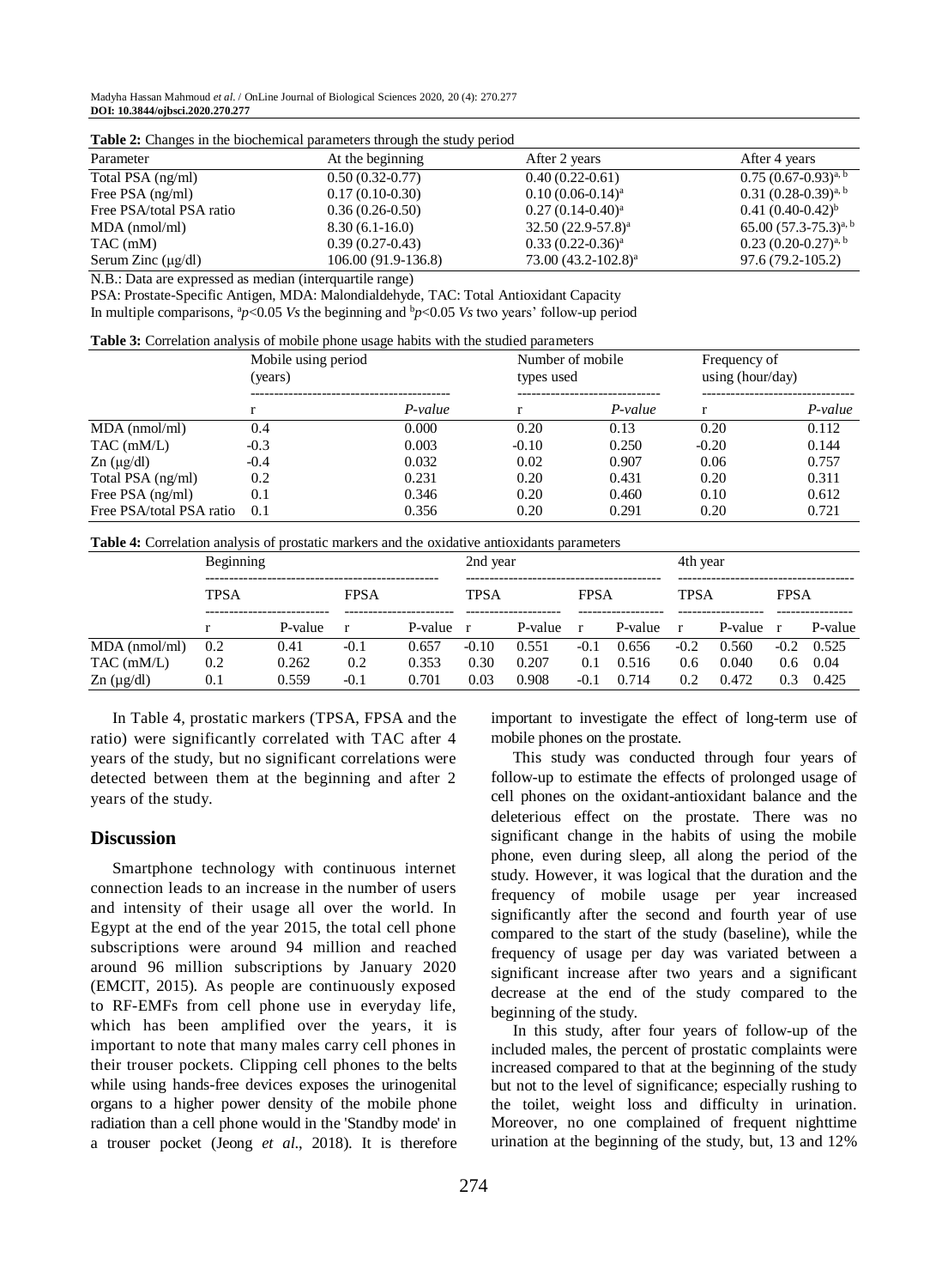**Table 2:** Changes in the biochemical parameters through the study period

| Parameter | At the beginning | After 2 years | After 4 years |
|---|---|---|---|
| Total PSA (ng/ml) | 0.50 (0.32-0.77) | 0.40 (0.22-0.61) | 0.75 (0.67-0.93)[a, b] |
| Free PSA (ng/ml) | 0.17 (0.10-0.30) | 0.10 (0.06-0.14)[a] | 0.31 (0.28-0.39)[a, b] |
| Free PSA/total PSA ratio | 0.36 (0.26-0.50) | 0.27 (0.14-0.40)[a] | 0.41 (0.40-0.42)[b] |
| MDA (nmol/ml) | 8.30 (6.1-16.0) | 32.50 (22.9-57.8)[a] | 65.00 (57.3-75.3)[a, b] |
| TAC (mM) | 0.39 (0.27-0.43) | 0.33 (0.22-0.36)[a] | 0.23 (0.20-0.27)[a, b] |
| Serum Zinc (μg/dl) | 106.00 (91.9-136.8) | 73.00 (43.2-102.8)[a] | 97.6 (79.2-105.2) |

N.B.: Data are expressed as median (interquartile range)

PSA: Prostate-Specific Antigen, MDA: Malondialdehyde, TAC: Total Antioxidant Capacity

In multiple comparisons, [a]$p<0.05$ *Vs* the beginning and [b]$p<0.05$ *Vs* two years' follow-up period

**Table 3:** Correlation analysis of mobile phone usage habits with the studied parameters

| | Mobile using period (years) | | Number of mobile types used | | Frequency of using (hour/day) | |
|---|---|---|---|---|---|---|
| | r | *P-value* | r | *P-value* | r | *P-value* |
| MDA (nmol/ml) | 0.4 | 0.000 | 0.20 | 0.13 | 0.20 | 0.112 |
| TAC (mM/L) | -0.3 | 0.003 | -0.10 | 0.250 | -0.20 | 0.144 |
| Zn (μg/dl) | -0.4 | 0.032 | 0.02 | 0.907 | 0.06 | 0.757 |
| Total PSA (ng/ml) | 0.2 | 0.231 | 0.20 | 0.431 | 0.20 | 0.311 |
| Free PSA (ng/ml) | 0.1 | 0.346 | 0.20 | 0.460 | 0.10 | 0.612 |
| Free PSA/total PSA ratio | 0.1 | 0.356 | 0.20 | 0.291 | 0.20 | 0.721 |

**Table 4:** Correlation analysis of prostatic markers and the oxidative antioxidants parameters

| | Beginning | | | | 2nd year | | | | 4th year | | | |
|---|---|---|---|---|---|---|---|---|---|---|---|---|
| | TPSA | | FPSA | | TPSA | | FPSA | | TPSA | | FPSA | |
| | r | P-value | r | P-value | r | P-value | r | P-value | r | P-value | r | P-value |
| MDA (nmol/ml) | 0.2 | 0.41 | -0.1 | 0.657 | -0.10 | 0.551 | -0.1 | 0.656 | -0.2 | 0.560 | -0.2 | 0.525 |
| TAC (mM/L) | 0.2 | 0.262 | 0.2 | 0.353 | 0.30 | 0.207 | 0.1 | 0.516 | 0.6 | 0.040 | 0.6 | 0.04 |
| Zn (μg/dl) | 0.1 | 0.559 | -0.1 | 0.701 | 0.03 | 0.908 | -0.1 | 0.714 | 0.2 | 0.472 | 0.3 | 0.425 |

In Table 4, prostatic markers (TPSA, FPSA and the ratio) were significantly correlated with TAC after 4 years of the study, but no significant correlations were detected between them at the beginning and after 2 years of the study.

## Discussion

Smartphone technology with continuous internet connection leads to an increase in the number of users and intensity of their usage all over the world. In Egypt at the end of the year 2015, the total cell phone subscriptions were around 94 million and reached around 96 million subscriptions by January 2020 (EMCIT, 2015). As people are continuously exposed to RF-EMFs from cell phone use in everyday life, which has been amplified over the years, it is important to note that many males carry cell phones in their trouser pockets. Clipping cell phones to the belts while using hands-free devices exposes the urinogenital organs to a higher power density of the mobile phone radiation than a cell phone would in the 'Standby mode' in a trouser pocket (Jeong *et al*., 2018). It is therefore important to investigate the effect of long-term use of mobile phones on the prostate.

This study was conducted through four years of follow-up to estimate the effects of prolonged usage of cell phones on the oxidant-antioxidant balance and the deleterious effect on the prostate. There was no significant change in the habits of using the mobile phone, even during sleep, all along the period of the study. However, it was logical that the duration and the frequency of mobile usage per year increased significantly after the second and fourth year of use compared to the start of the study (baseline), while the frequency of usage per day was variated between a significant increase after two years and a significant decrease at the end of the study compared to the beginning of the study.

In this study, after four years of follow-up of the included males, the percent of prostatic complaints were increased compared to that at the beginning of the study but not to the level of significance; especially rushing to the toilet, weight loss and difficulty in urination. Moreover, no one complained of frequent nighttime urination at the beginning of the study, but, 13 and 12%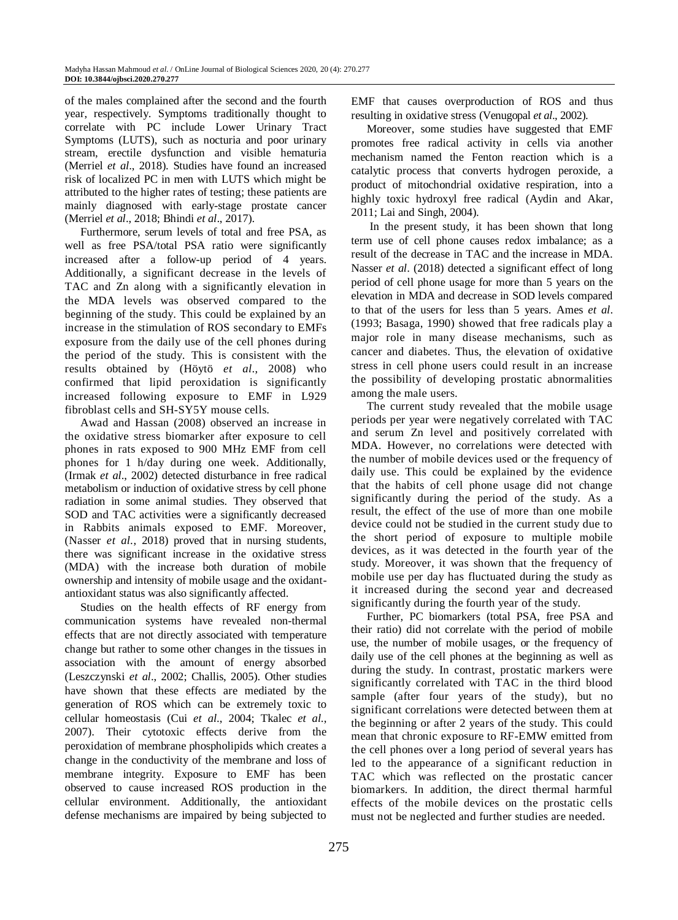of the males complained after the second and the fourth year, respectively. Symptoms traditionally thought to correlate with PC include Lower Urinary Tract Symptoms (LUTS), such as nocturia and poor urinary stream, erectile dysfunction and visible hematuria (Merriel *et al*., 2018). Studies have found an increased risk of localized PC in men with LUTS which might be attributed to the higher rates of testing; these patients are mainly diagnosed with early-stage prostate cancer (Merriel *et al*., 2018; Bhindi *et al*., 2017).

Furthermore, serum levels of total and free PSA, as well as free PSA/total PSA ratio were significantly increased after a follow-up period of 4 years. Additionally, a significant decrease in the levels of TAC and Zn along with a significantly elevation in the MDA levels was observed compared to the beginning of the study. This could be explained by an increase in the stimulation of ROS secondary to EMFs exposure from the daily use of the cell phones during the period of the study. This is consistent with the results obtained by (Höytö *et al*., 2008) who confirmed that lipid peroxidation is significantly increased following exposure to EMF in L929 fibroblast cells and SH-SY5Y mouse cells.

Awad and Hassan (2008) observed an increase in the oxidative stress biomarker after exposure to cell phones in rats exposed to 900 MHz EMF from cell phones for 1 h/day during one week. Additionally, (Irmak *et al*., 2002) detected disturbance in free radical metabolism or induction of oxidative stress by cell phone radiation in some animal studies. They observed that SOD and TAC activities were a significantly decreased in Rabbits animals exposed to EMF. Moreover, (Nasser *et al.*, 2018) proved that in nursing students, there was significant increase in the oxidative stress (MDA) with the increase both duration of mobile ownership and intensity of mobile usage and the oxidant-antioxidant status was also significantly affected.

Studies on the health effects of RF energy from communication systems have revealed non-thermal effects that are not directly associated with temperature change but rather to some other changes in the tissues in association with the amount of energy absorbed (Leszczynski *et al*., 2002; Challis, 2005). Other studies have shown that these effects are mediated by the generation of ROS which can be extremely toxic to cellular homeostasis (Cui *et al*., 2004; Tkalec *et al*., 2007). Their cytotoxic effects derive from the peroxidation of membrane phospholipids which creates a change in the conductivity of the membrane and loss of membrane integrity. Exposure to EMF has been observed to cause increased ROS production in the cellular environment. Additionally, the antioxidant defense mechanisms are impaired by being subjected to EMF that causes overproduction of ROS and thus resulting in oxidative stress (Venugopal *et al*., 2002).

Moreover, some studies have suggested that EMF promotes free radical activity in cells via another mechanism named the Fenton reaction which is a catalytic process that converts hydrogen peroxide, a product of mitochondrial oxidative respiration, into a highly toxic hydroxyl free radical (Aydin and Akar, 2011; Lai and Singh, 2004).

In the present study, it has been shown that long term use of cell phone causes redox imbalance; as a result of the decrease in TAC and the increase in MDA. Nasser *et al*. (2018) detected a significant effect of long period of cell phone usage for more than 5 years on the elevation in MDA and decrease in SOD levels compared to that of the users for less than 5 years. Ames *et al*. (1993; Basaga, 1990) showed that free radicals play a major role in many disease mechanisms, such as cancer and diabetes. Thus, the elevation of oxidative stress in cell phone users could result in an increase the possibility of developing prostatic abnormalities among the male users.

The current study revealed that the mobile usage periods per year were negatively correlated with TAC and serum Zn level and positively correlated with MDA. However, no correlations were detected with the number of mobile devices used or the frequency of daily use. This could be explained by the evidence that the habits of cell phone usage did not change significantly during the period of the study. As a result, the effect of the use of more than one mobile device could not be studied in the current study due to the short period of exposure to multiple mobile devices, as it was detected in the fourth year of the study. Moreover, it was shown that the frequency of mobile use per day has fluctuated during the study as it increased during the second year and decreased significantly during the fourth year of the study.

Further, PC biomarkers (total PSA, free PSA and their ratio) did not correlate with the period of mobile use, the number of mobile usages, or the frequency of daily use of the cell phones at the beginning as well as during the study. In contrast, prostatic markers were significantly correlated with TAC in the third blood sample (after four years of the study), but no significant correlations were detected between them at the beginning or after 2 years of the study. This could mean that chronic exposure to RF-EMW emitted from the cell phones over a long period of several years has led to the appearance of a significant reduction in TAC which was reflected on the prostatic cancer biomarkers. In addition, the direct thermal harmful effects of the mobile devices on the prostatic cells must not be neglected and further studies are needed.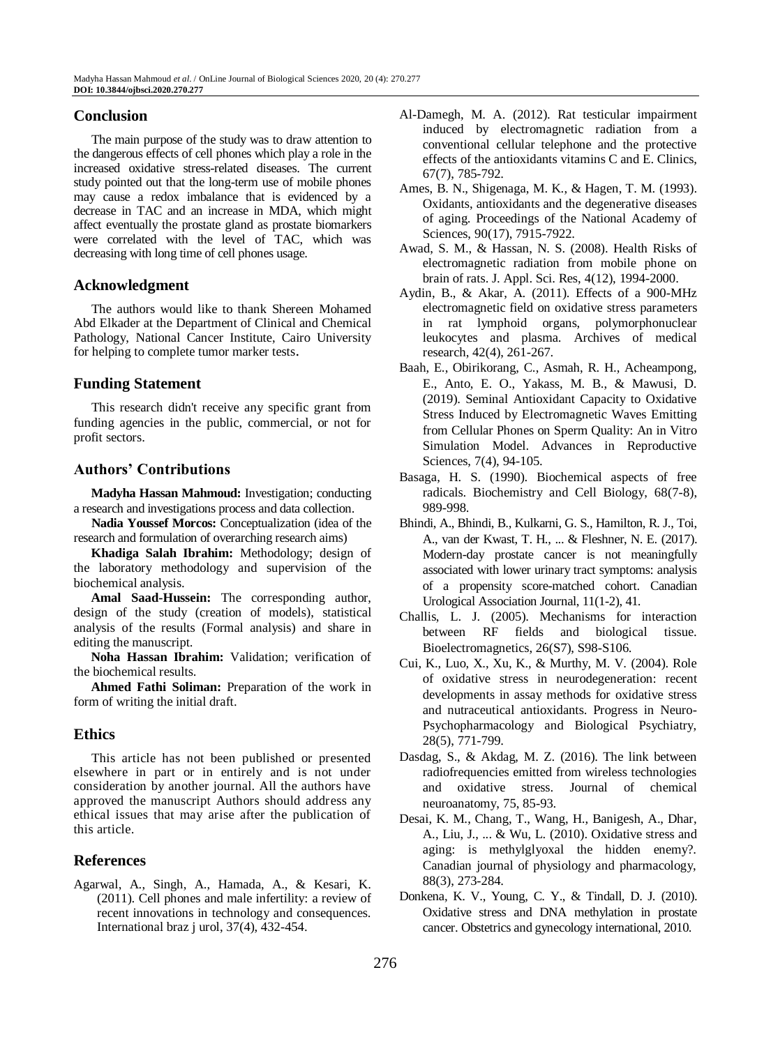## Conclusion

The main purpose of the study was to draw attention to the dangerous effects of cell phones which play a role in the increased oxidative stress-related diseases. The current study pointed out that the long-term use of mobile phones may cause a redox imbalance that is evidenced by a decrease in TAC and an increase in MDA, which might affect eventually the prostate gland as prostate biomarkers were correlated with the level of TAC, which was decreasing with long time of cell phones usage.

## Acknowledgment

The authors would like to thank Shereen Mohamed Abd Elkader at the Department of Clinical and Chemical Pathology, National Cancer Institute, Cairo University for helping to complete tumor marker tests.

## Funding Statement

This research didn't receive any specific grant from funding agencies in the public, commercial, or not for profit sectors.

## Authors' Contributions

**Madyha Hassan Mahmoud:** Investigation; conducting a research and investigations process and data collection.

**Nadia Youssef Morcos:** Conceptualization (idea of the research and formulation of overarching research aims)

**Khadiga Salah Ibrahim:** Methodology; design of the laboratory methodology and supervision of the biochemical analysis.

**Amal Saad-Hussein:** The corresponding author, design of the study (creation of models), statistical analysis of the results (Formal analysis) and share in editing the manuscript.

**Noha Hassan Ibrahim:** Validation; verification of the biochemical results.

**Ahmed Fathi Soliman:** Preparation of the work in form of writing the initial draft.

## Ethics

This article has not been published or presented elsewhere in part or in entirely and is not under consideration by another journal. All the authors have approved the manuscript Authors should address any ethical issues that may arise after the publication of this article.

## References

Agarwal, A., Singh, A., Hamada, A., & Kesari, K. (2011). Cell phones and male infertility: a review of recent innovations in technology and consequences. International braz j urol, 37(4), 432-454.

Al-Damegh, M. A. (2012). Rat testicular impairment induced by electromagnetic radiation from a conventional cellular telephone and the protective effects of the antioxidants vitamins C and E. Clinics, 67(7), 785-792.

Ames, B. N., Shigenaga, M. K., & Hagen, T. M. (1993). Oxidants, antioxidants and the degenerative diseases of aging. Proceedings of the National Academy of Sciences, 90(17), 7915-7922.

Awad, S. M., & Hassan, N. S. (2008). Health Risks of electromagnetic radiation from mobile phone on brain of rats. J. Appl. Sci. Res, 4(12), 1994-2000.

Aydin, B., & Akar, A. (2011). Effects of a 900-MHz electromagnetic field on oxidative stress parameters in rat lymphoid organs, polymorphonuclear leukocytes and plasma. Archives of medical research, 42(4), 261-267.

Baah, E., Obirikorang, C., Asmah, R. H., Acheampong, E., Anto, E. O., Yakass, M. B., & Mawusi, D. (2019). Seminal Antioxidant Capacity to Oxidative Stress Induced by Electromagnetic Waves Emitting from Cellular Phones on Sperm Quality: An in Vitro Simulation Model. Advances in Reproductive Sciences, 7(4), 94-105.

Basaga, H. S. (1990). Biochemical aspects of free radicals. Biochemistry and Cell Biology, 68(7-8), 989-998.

Bhindi, A., Bhindi, B., Kulkarni, G. S., Hamilton, R. J., Toi, A., van der Kwast, T. H., ... & Fleshner, N. E. (2017). Modern-day prostate cancer is not meaningfully associated with lower urinary tract symptoms: analysis of a propensity score-matched cohort. Canadian Urological Association Journal, 11(1-2), 41.

Challis, L. J. (2005). Mechanisms for interaction between RF fields and biological tissue. Bioelectromagnetics, 26(S7), S98-S106.

Cui, K., Luo, X., Xu, K., & Murthy, M. V. (2004). Role of oxidative stress in neurodegeneration: recent developments in assay methods for oxidative stress and nutraceutical antioxidants. Progress in Neuro-Psychopharmacology and Biological Psychiatry, 28(5), 771-799.

Dasdag, S., & Akdag, M. Z. (2016). The link between radiofrequencies emitted from wireless technologies and oxidative stress. Journal of chemical neuroanatomy, 75, 85-93.

Desai, K. M., Chang, T., Wang, H., Banigesh, A., Dhar, A., Liu, J., ... & Wu, L. (2010). Oxidative stress and aging: is methylglyoxal the hidden enemy?. Canadian journal of physiology and pharmacology, 88(3), 273-284.

Donkena, K. V., Young, C. Y., & Tindall, D. J. (2010). Oxidative stress and DNA methylation in prostate cancer. Obstetrics and gynecology international, 2010.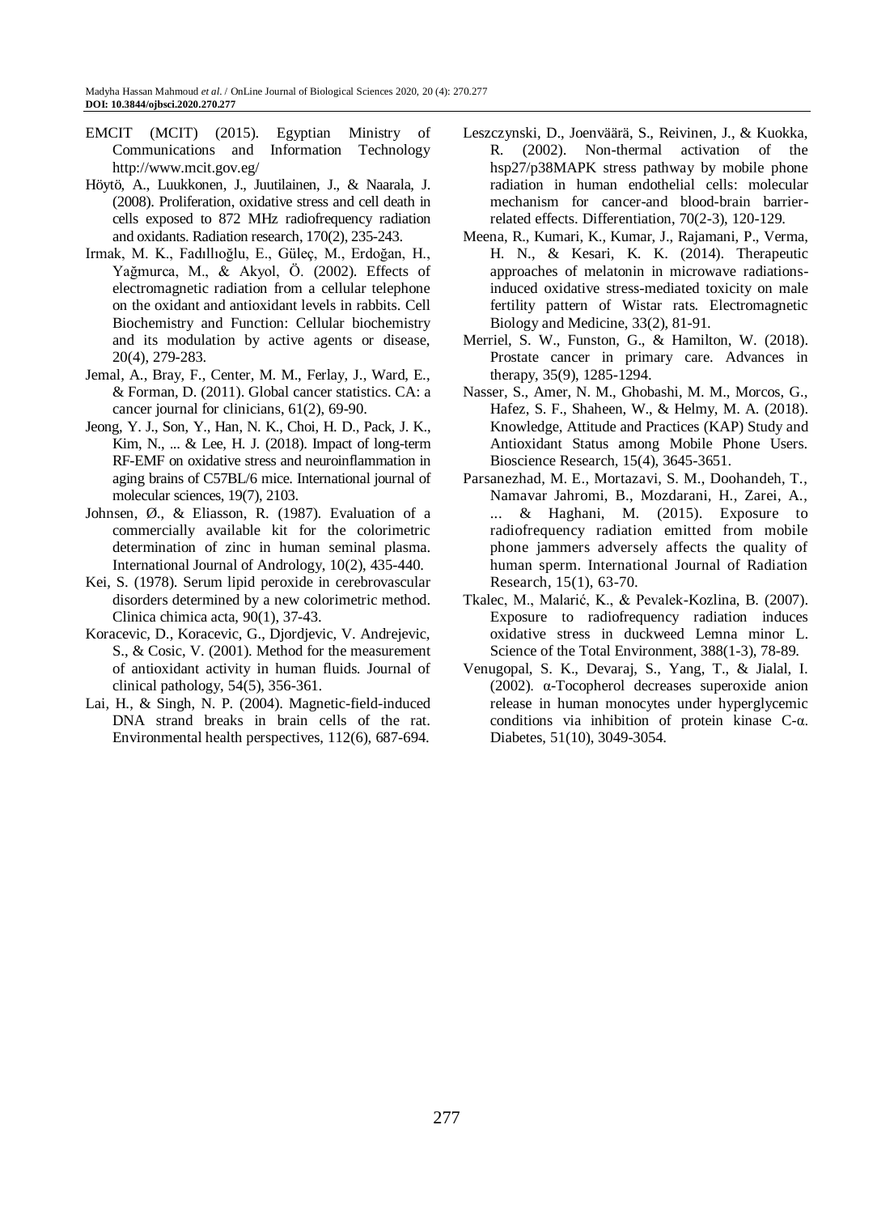EMCIT (MCIT) (2015). Egyptian Ministry of Communications and Information Technology http://www.mcit.gov.eg/

Höytö, A., Luukkonen, J., Juutilainen, J., & Naarala, J. (2008). Proliferation, oxidative stress and cell death in cells exposed to 872 MHz radiofrequency radiation and oxidants. Radiation research, 170(2), 235-243.

Irmak, M. K., Fadıllıoğlu, E., Güleç, M., Erdoğan, H., Yağmurca, M., & Akyol, Ö. (2002). Effects of electromagnetic radiation from a cellular telephone on the oxidant and antioxidant levels in rabbits. Cell Biochemistry and Function: Cellular biochemistry and its modulation by active agents or disease, 20(4), 279-283.

Jemal, A., Bray, F., Center, M. M., Ferlay, J., Ward, E., & Forman, D. (2011). Global cancer statistics. CA: a cancer journal for clinicians, 61(2), 69-90.

Jeong, Y. J., Son, Y., Han, N. K., Choi, H. D., Pack, J. K., Kim, N., ... & Lee, H. J. (2018). Impact of long-term RF-EMF on oxidative stress and neuroinflammation in aging brains of C57BL/6 mice. International journal of molecular sciences, 19(7), 2103.

Johnsen, Ø., & Eliasson, R. (1987). Evaluation of a commercially available kit for the colorimetric determination of zinc in human seminal plasma. International Journal of Andrology, 10(2), 435-440.

Kei, S. (1978). Serum lipid peroxide in cerebrovascular disorders determined by a new colorimetric method. Clinica chimica acta, 90(1), 37-43.

Koracevic, D., Koracevic, G., Djordjevic, V. Andrejevic, S., & Cosic, V. (2001). Method for the measurement of antioxidant activity in human fluids. Journal of clinical pathology, 54(5), 356-361.

Lai, H., & Singh, N. P. (2004). Magnetic-field-induced DNA strand breaks in brain cells of the rat. Environmental health perspectives, 112(6), 687-694.

Leszczynski, D., Joenväärä, S., Reivinen, J., & Kuokka, R. (2002). Non-thermal activation of the hsp27/p38MAPK stress pathway by mobile phone radiation in human endothelial cells: molecular mechanism for cancer-and blood-brain barrier-related effects. Differentiation, 70(2-3), 120-129.

Meena, R., Kumari, K., Kumar, J., Rajamani, P., Verma, H. N., & Kesari, K. K. (2014). Therapeutic approaches of melatonin in microwave radiations-induced oxidative stress-mediated toxicity on male fertility pattern of Wistar rats. Electromagnetic Biology and Medicine, 33(2), 81-91.

Merriel, S. W., Funston, G., & Hamilton, W. (2018). Prostate cancer in primary care. Advances in therapy, 35(9), 1285-1294.

Nasser, S., Amer, N. M., Ghobashi, M. M., Morcos, G., Hafez, S. F., Shaheen, W., & Helmy, M. A. (2018). Knowledge, Attitude and Practices (KAP) Study and Antioxidant Status among Mobile Phone Users. Bioscience Research, 15(4), 3645-3651.

Parsanezhad, M. E., Mortazavi, S. M., Doohandeh, T., Namavar Jahromi, B., Mozdarani, H., Zarei, A., ... & Haghani, M. (2015). Exposure to radiofrequency radiation emitted from mobile phone jammers adversely affects the quality of human sperm. International Journal of Radiation Research, 15(1), 63-70.

Tkalec, M., Malarić, K., & Pevalek-Kozlina, B. (2007). Exposure to radiofrequency radiation induces oxidative stress in duckweed Lemna minor L. Science of the Total Environment, 388(1-3), 78-89.

Venugopal, S. K., Devaraj, S., Yang, T., & Jialal, I. (2002). α-Tocopherol decreases superoxide anion release in human monocytes under hyperglycemic conditions via inhibition of protein kinase C-α. Diabetes, 51(10), 3049-3054.